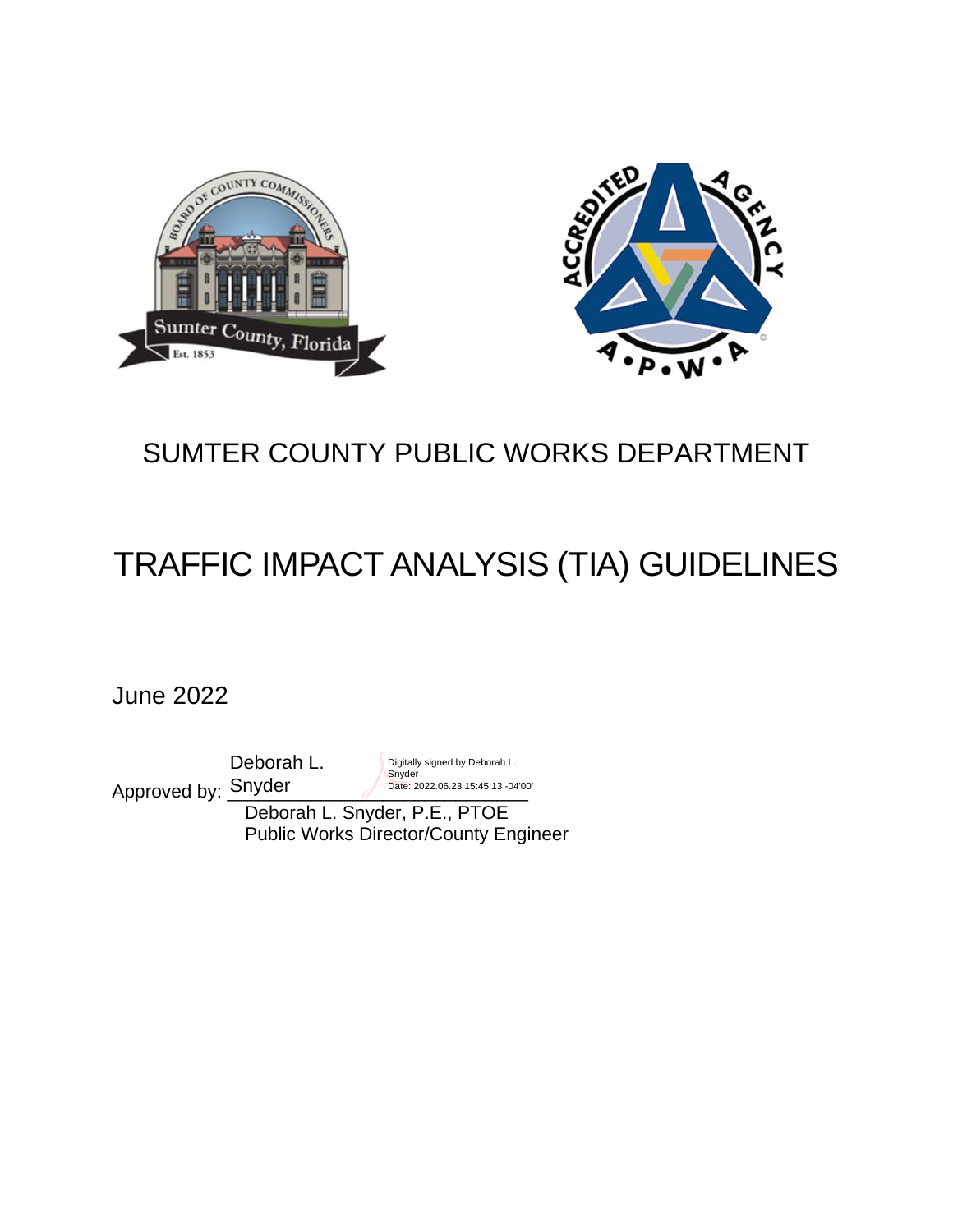# SUMTER COUNTY PUBLIC WORKS DEPARTMENT

# TRAFFIC IMPACT ANALYSIS (TIA) GUIDELINES

June 2022

Approved by: Deborah L. Snyder

Digitally signed by Deborah L. Snyder
Date: 2022.06.23 15:45:13 -04'00'

Deborah L. Snyder, P.E., PTOE
Public Works Director/County Engineer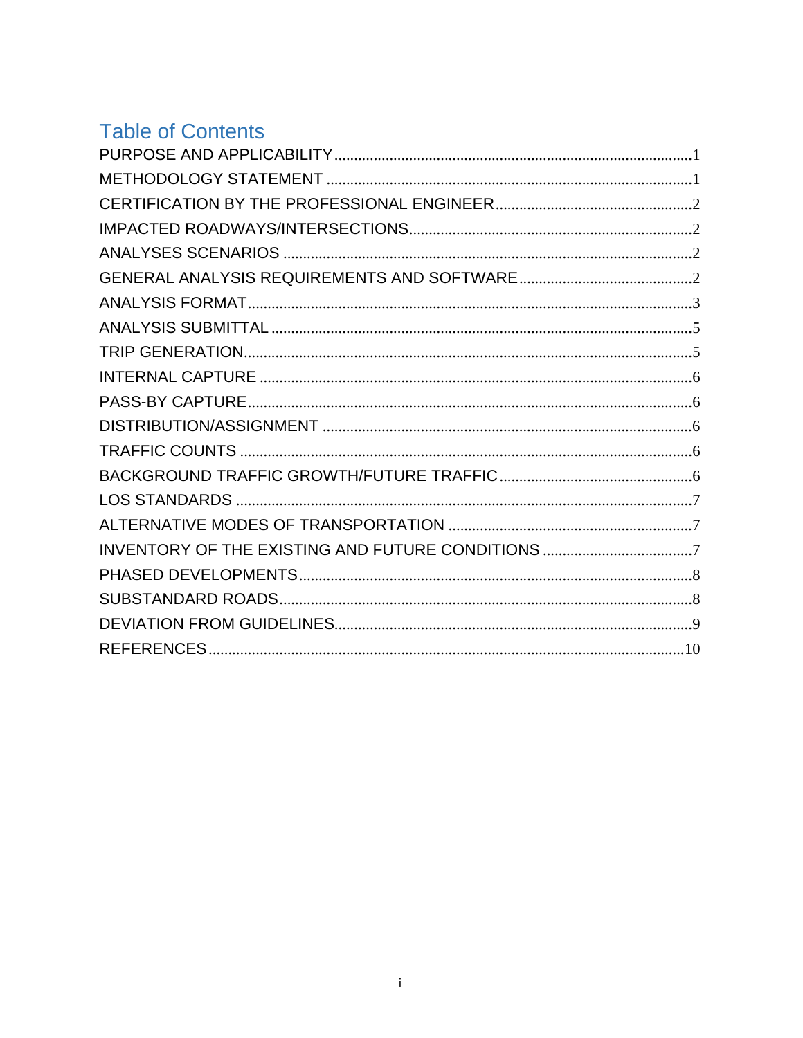# Table of Contents

PURPOSE AND APPLICABILITY....1
METHODOLOGY STATEMENT....1
CERTIFICATION BY THE PROFESSIONAL ENGINEER....2
IMPACTED ROADWAYS/INTERSECTIONS....2
ANALYSES SCENARIOS....2
GENERAL ANALYSIS REQUIREMENTS AND SOFTWARE....2
ANALYSIS FORMAT....3
ANALYSIS SUBMITTAL....5
TRIP GENERATION....5
INTERNAL CAPTURE....6
PASS-BY CAPTURE....6
DISTRIBUTION/ASSIGNMENT....6
TRAFFIC COUNTS....6
BACKGROUND TRAFFIC GROWTH/FUTURE TRAFFIC....6
LOS STANDARDS....7
ALTERNATIVE MODES OF TRANSPORTATION....7
INVENTORY OF THE EXISTING AND FUTURE CONDITIONS....7
PHASED DEVELOPMENTS....8
SUBSTANDARD ROADS....8
DEVIATION FROM GUIDELINES....9
REFERENCES....10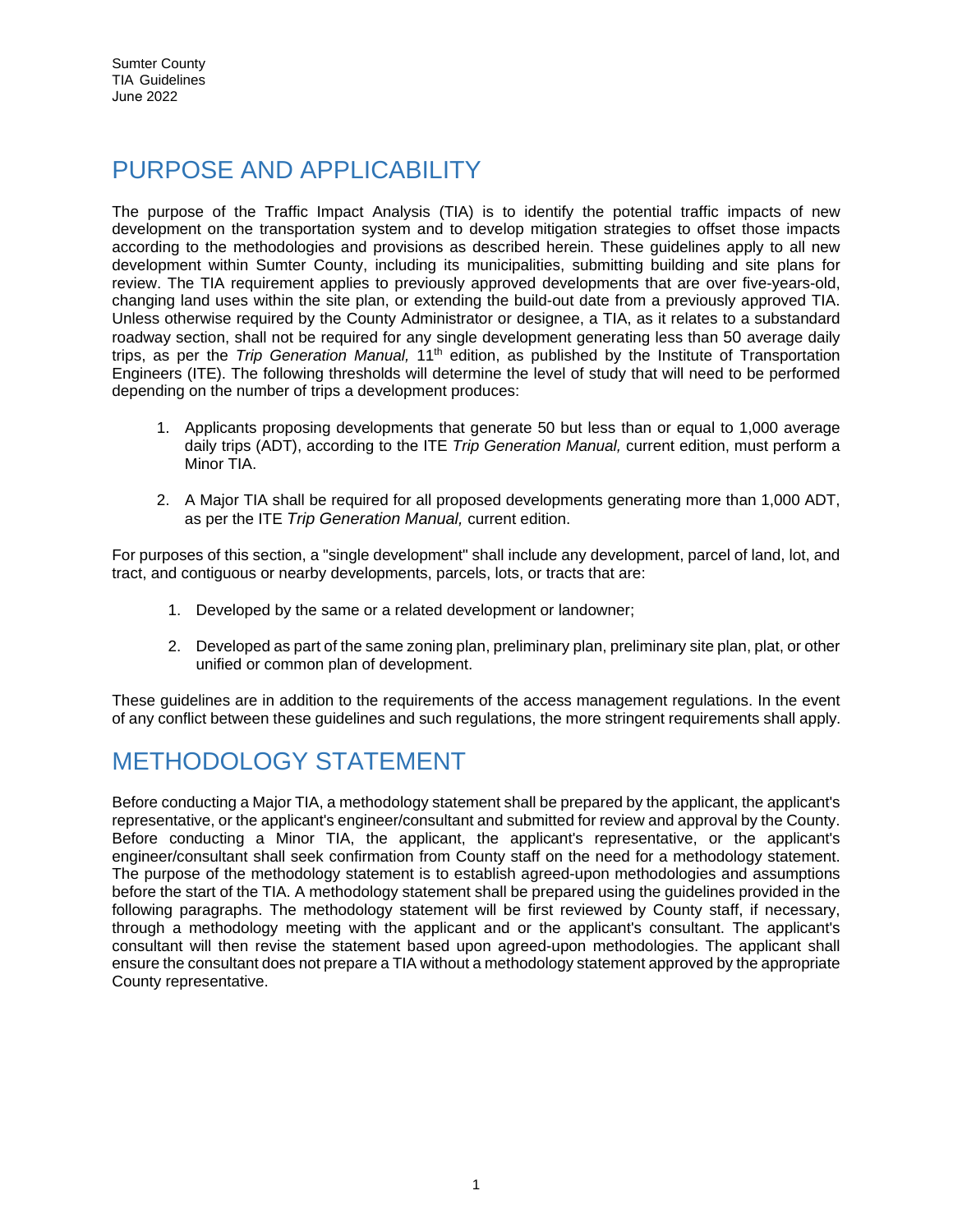# PURPOSE AND APPLICABILITY

The purpose of the Traffic Impact Analysis (TIA) is to identify the potential traffic impacts of new development on the transportation system and to develop mitigation strategies to offset those impacts according to the methodologies and provisions as described herein. These guidelines apply to all new development within Sumter County, including its municipalities, submitting building and site plans for review. The TIA requirement applies to previously approved developments that are over five-years-old, changing land uses within the site plan, or extending the build-out date from a previously approved TIA. Unless otherwise required by the County Administrator or designee, a TIA, as it relates to a substandard roadway section, shall not be required for any single development generating less than 50 average daily trips, as per the *Trip Generation Manual,* 11th edition, as published by the Institute of Transportation Engineers (ITE). The following thresholds will determine the level of study that will need to be performed depending on the number of trips a development produces:

1. Applicants proposing developments that generate 50 but less than or equal to 1,000 average daily trips (ADT), according to the ITE *Trip Generation Manual,* current edition, must perform a Minor TIA.

2. A Major TIA shall be required for all proposed developments generating more than 1,000 ADT, as per the ITE *Trip Generation Manual,* current edition.

For purposes of this section, a "single development" shall include any development, parcel of land, lot, and tract, and contiguous or nearby developments, parcels, lots, or tracts that are:

1. Developed by the same or a related development or landowner;

2. Developed as part of the same zoning plan, preliminary plan, preliminary site plan, plat, or other unified or common plan of development.

These guidelines are in addition to the requirements of the access management regulations. In the event of any conflict between these guidelines and such regulations, the more stringent requirements shall apply.

# METHODOLOGY STATEMENT

Before conducting a Major TIA, a methodology statement shall be prepared by the applicant, the applicant's representative, or the applicant's engineer/consultant and submitted for review and approval by the County. Before conducting a Minor TIA, the applicant, the applicant's representative, or the applicant's engineer/consultant shall seek confirmation from County staff on the need for a methodology statement. The purpose of the methodology statement is to establish agreed-upon methodologies and assumptions before the start of the TIA. A methodology statement shall be prepared using the guidelines provided in the following paragraphs. The methodology statement will be first reviewed by County staff, if necessary, through a methodology meeting with the applicant and or the applicant's consultant. The applicant's consultant will then revise the statement based upon agreed-upon methodologies. The applicant shall ensure the consultant does not prepare a TIA without a methodology statement approved by the appropriate County representative.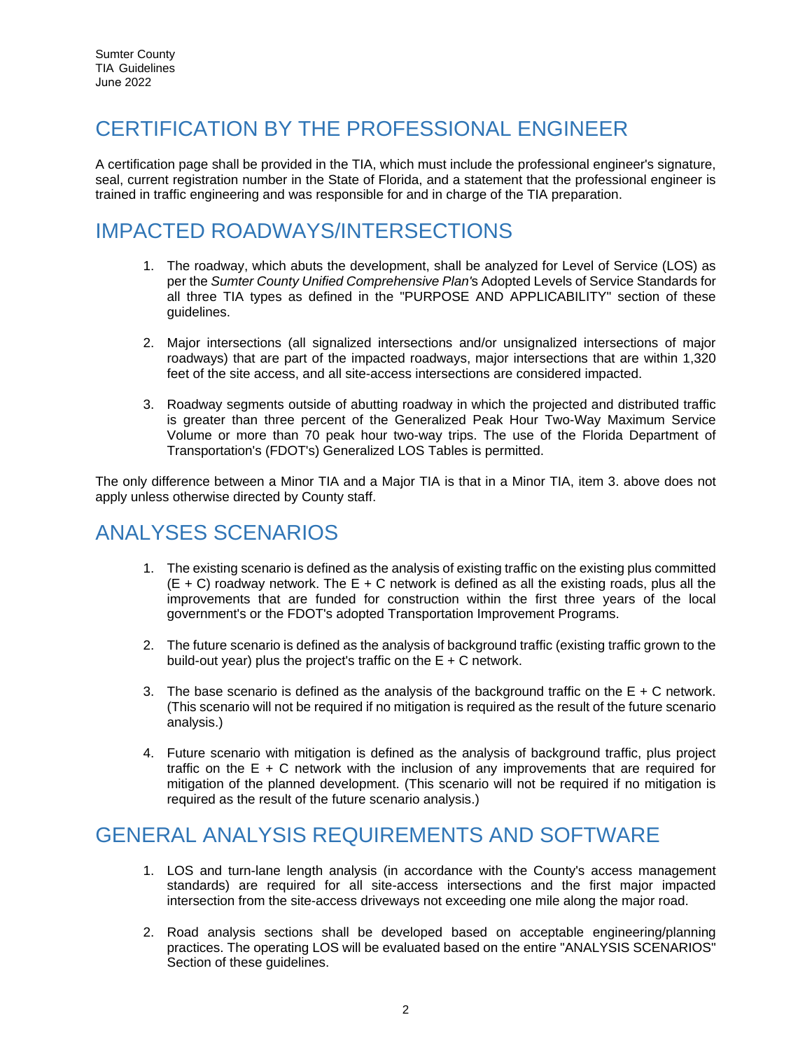## CERTIFICATION BY THE PROFESSIONAL ENGINEER

A certification page shall be provided in the TIA, which must include the professional engineer's signature, seal, current registration number in the State of Florida, and a statement that the professional engineer is trained in traffic engineering and was responsible for and in charge of the TIA preparation.

## IMPACTED ROADWAYS/INTERSECTIONS

1. The roadway, which abuts the development, shall be analyzed for Level of Service (LOS) as per the *Sumter County Unified Comprehensive Plan'*s Adopted Levels of Service Standards for all three TIA types as defined in the "PURPOSE AND APPLICABILITY" section of these guidelines.

2. Major intersections (all signalized intersections and/or unsignalized intersections of major roadways) that are part of the impacted roadways, major intersections that are within 1,320 feet of the site access, and all site-access intersections are considered impacted.

3. Roadway segments outside of abutting roadway in which the projected and distributed traffic is greater than three percent of the Generalized Peak Hour Two-Way Maximum Service Volume or more than 70 peak hour two-way trips. The use of the Florida Department of Transportation's (FDOT's) Generalized LOS Tables is permitted.

The only difference between a Minor TIA and a Major TIA is that in a Minor TIA, item 3. above does not apply unless otherwise directed by County staff.

## ANALYSES SCENARIOS

1. The existing scenario is defined as the analysis of existing traffic on the existing plus committed (E + C) roadway network. The E + C network is defined as all the existing roads, plus all the improvements that are funded for construction within the first three years of the local government's or the FDOT's adopted Transportation Improvement Programs.

2. The future scenario is defined as the analysis of background traffic (existing traffic grown to the build-out year) plus the project's traffic on the E + C network.

3. The base scenario is defined as the analysis of the background traffic on the E + C network. (This scenario will not be required if no mitigation is required as the result of the future scenario analysis.)

4. Future scenario with mitigation is defined as the analysis of background traffic, plus project traffic on the E + C network with the inclusion of any improvements that are required for mitigation of the planned development. (This scenario will not be required if no mitigation is required as the result of the future scenario analysis.)

## GENERAL ANALYSIS REQUIREMENTS AND SOFTWARE

1. LOS and turn-lane length analysis (in accordance with the County's access management standards) are required for all site-access intersections and the first major impacted intersection from the site-access driveways not exceeding one mile along the major road.

2. Road analysis sections shall be developed based on acceptable engineering/planning practices. The operating LOS will be evaluated based on the entire "ANALYSIS SCENARIOS" Section of these guidelines.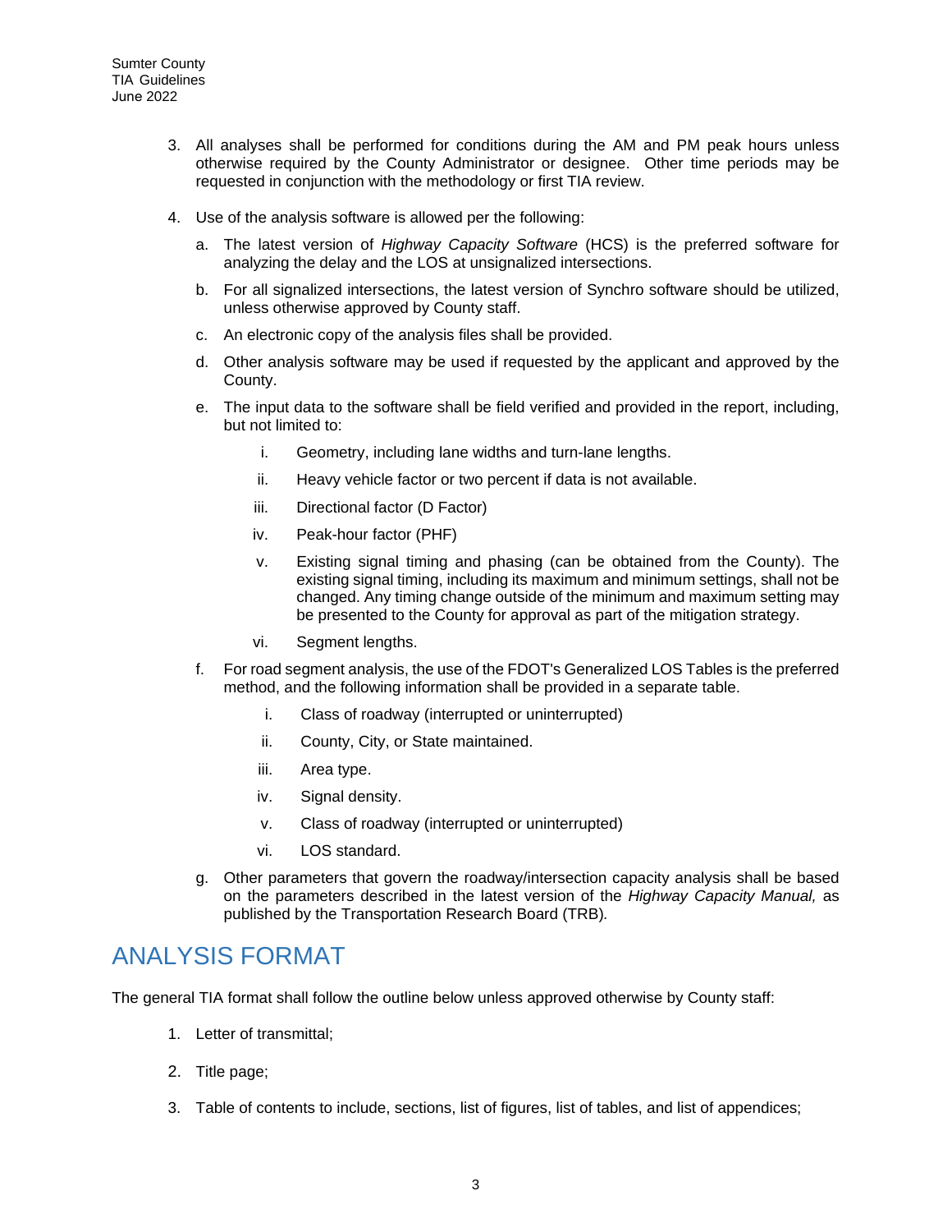3. All analyses shall be performed for conditions during the AM and PM peak hours unless otherwise required by the County Administrator or designee. Other time periods may be requested in conjunction with the methodology or first TIA review.

4. Use of the analysis software is allowed per the following:

   a. The latest version of *Highway Capacity Software* (HCS) is the preferred software for analyzing the delay and the LOS at unsignalized intersections.

   b. For all signalized intersections, the latest version of Synchro software should be utilized, unless otherwise approved by County staff.

   c. An electronic copy of the analysis files shall be provided.

   d. Other analysis software may be used if requested by the applicant and approved by the County.

   e. The input data to the software shall be field verified and provided in the report, including, but not limited to:

      i. Geometry, including lane widths and turn-lane lengths.

      ii. Heavy vehicle factor or two percent if data is not available.

      iii. Directional factor (D Factor)

      iv. Peak-hour factor (PHF)

      v. Existing signal timing and phasing (can be obtained from the County). The existing signal timing, including its maximum and minimum settings, shall not be changed. Any timing change outside of the minimum and maximum setting may be presented to the County for approval as part of the mitigation strategy.

      vi. Segment lengths.

   f. For road segment analysis, the use of the FDOT's Generalized LOS Tables is the preferred method, and the following information shall be provided in a separate table.

      i. Class of roadway (interrupted or uninterrupted)

      ii. County, City, or State maintained.

      iii. Area type.

      iv. Signal density.

      v. Class of roadway (interrupted or uninterrupted)

      vi. LOS standard.

   g. Other parameters that govern the roadway/intersection capacity analysis shall be based on the parameters described in the latest version of the *Highway Capacity Manual,* as published by the Transportation Research Board (TRB).

# ANALYSIS FORMAT

The general TIA format shall follow the outline below unless approved otherwise by County staff:

1. Letter of transmittal;

2. Title page;

3. Table of contents to include, sections, list of figures, list of tables, and list of appendices;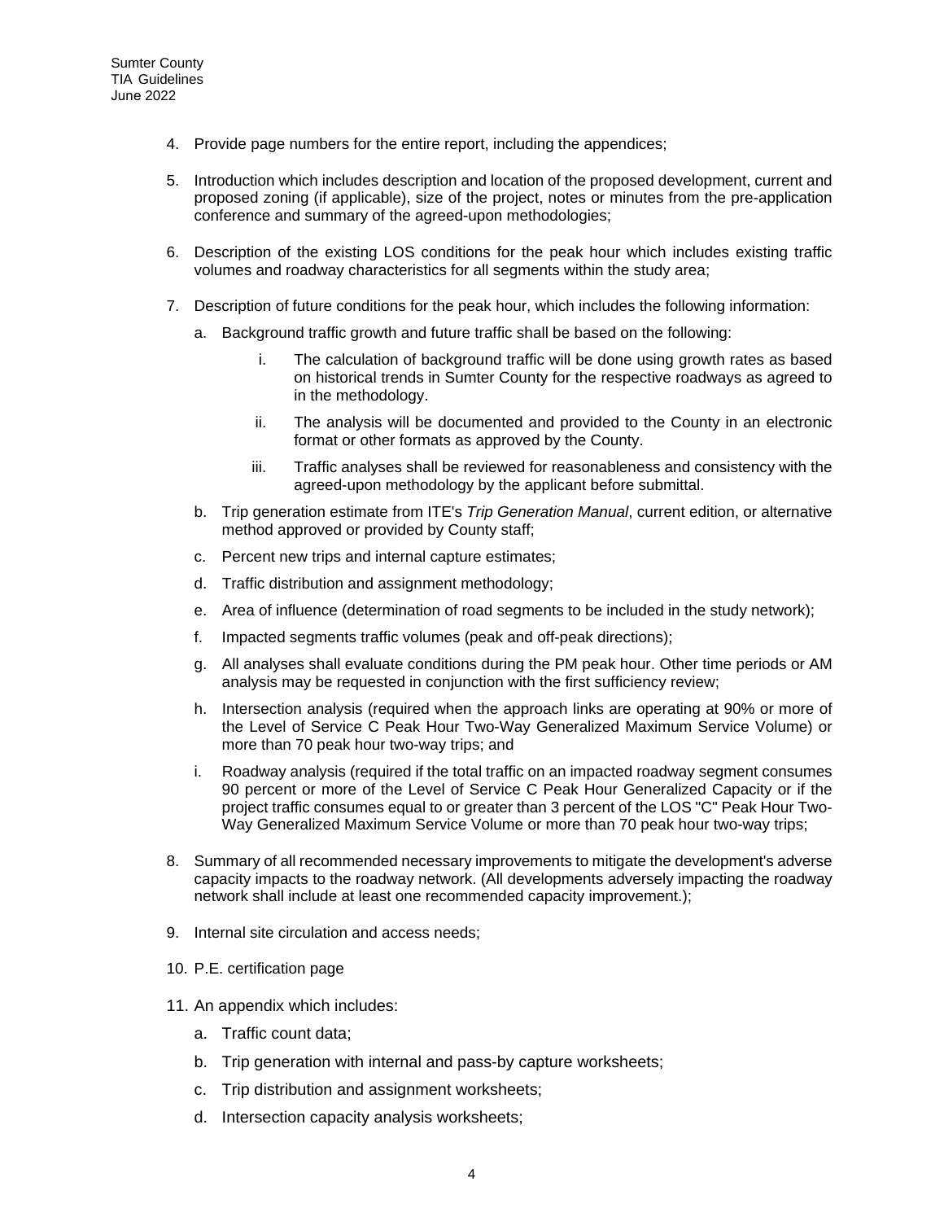4. Provide page numbers for the entire report, including the appendices;

5. Introduction which includes description and location of the proposed development, current and proposed zoning (if applicable), size of the project, notes or minutes from the pre-application conference and summary of the agreed-upon methodologies;

6. Description of the existing LOS conditions for the peak hour which includes existing traffic volumes and roadway characteristics for all segments within the study area;

7. Description of future conditions for the peak hour, which includes the following information:

   a. Background traffic growth and future traffic shall be based on the following:

      i. The calculation of background traffic will be done using growth rates as based on historical trends in Sumter County for the respective roadways as agreed to in the methodology.

      ii. The analysis will be documented and provided to the County in an electronic format or other formats as approved by the County.

      iii. Traffic analyses shall be reviewed for reasonableness and consistency with the agreed-upon methodology by the applicant before submittal.

   b. Trip generation estimate from ITE's *Trip Generation Manual*, current edition, or alternative method approved or provided by County staff;

   c. Percent new trips and internal capture estimates;

   d. Traffic distribution and assignment methodology;

   e. Area of influence (determination of road segments to be included in the study network);

   f. Impacted segments traffic volumes (peak and off-peak directions);

   g. All analyses shall evaluate conditions during the PM peak hour. Other time periods or AM analysis may be requested in conjunction with the first sufficiency review;

   h. Intersection analysis (required when the approach links are operating at 90% or more of the Level of Service C Peak Hour Two-Way Generalized Maximum Service Volume) or more than 70 peak hour two-way trips; and

   i. Roadway analysis (required if the total traffic on an impacted roadway segment consumes 90 percent or more of the Level of Service C Peak Hour Generalized Capacity or if the project traffic consumes equal to or greater than 3 percent of the LOS "C" Peak Hour Two-Way Generalized Maximum Service Volume or more than 70 peak hour two-way trips;

8. Summary of all recommended necessary improvements to mitigate the development's adverse capacity impacts to the roadway network. (All developments adversely impacting the roadway network shall include at least one recommended capacity improvement.);

9. Internal site circulation and access needs;

10. P.E. certification page

11. An appendix which includes:

    a. Traffic count data;

    b. Trip generation with internal and pass-by capture worksheets;

    c. Trip distribution and assignment worksheets;

    d. Intersection capacity analysis worksheets;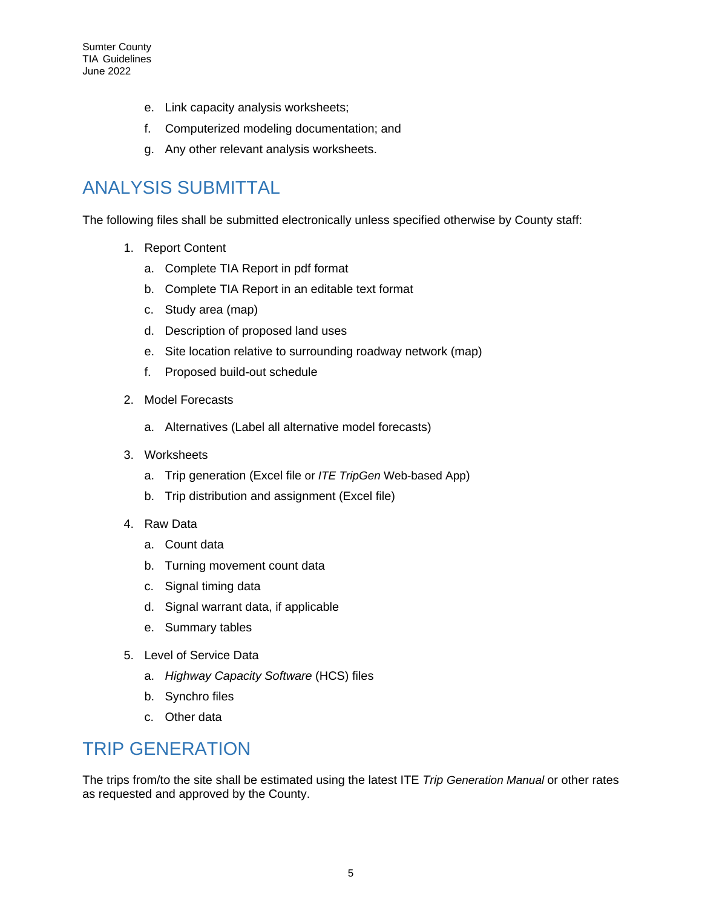e. Link capacity analysis worksheets;
f. Computerized modeling documentation; and
g. Any other relevant analysis worksheets.

## ANALYSIS SUBMITTAL

The following files shall be submitted electronically unless specified otherwise by County staff:

1. Report Content
   a. Complete TIA Report in pdf format
   b. Complete TIA Report in an editable text format
   c. Study area (map)
   d. Description of proposed land uses
   e. Site location relative to surrounding roadway network (map)
   f. Proposed build-out schedule
2. Model Forecasts
   a. Alternatives (Label all alternative model forecasts)
3. Worksheets
   a. Trip generation (Excel file or *ITE TripGen* Web-based App)
   b. Trip distribution and assignment (Excel file)
4. Raw Data
   a. Count data
   b. Turning movement count data
   c. Signal timing data
   d. Signal warrant data, if applicable
   e. Summary tables
5. Level of Service Data
   a. *Highway Capacity Software* (HCS) files
   b. Synchro files
   c. Other data

## TRIP GENERATION

The trips from/to the site shall be estimated using the latest ITE *Trip Generation Manual* or other rates as requested and approved by the County.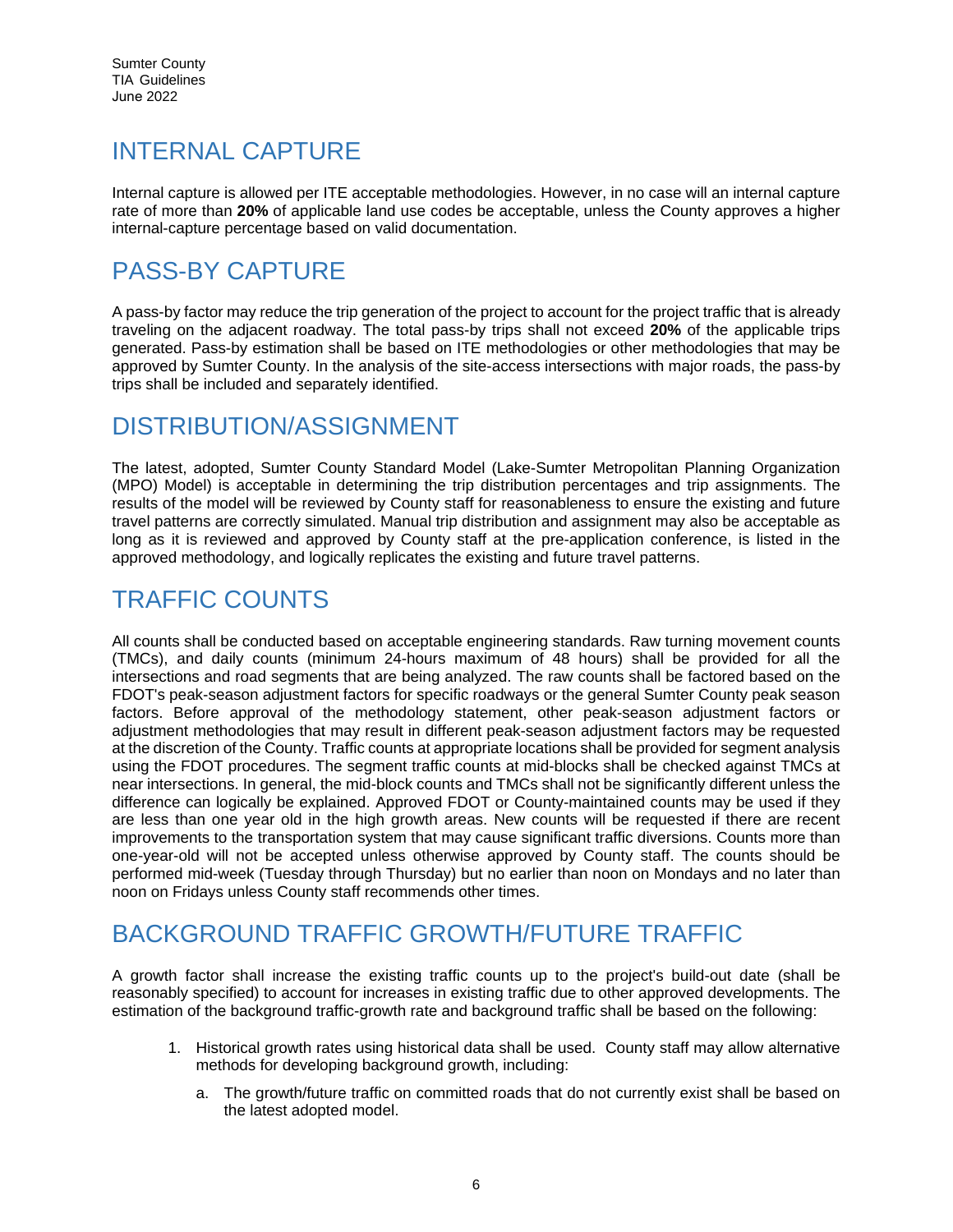## INTERNAL CAPTURE

Internal capture is allowed per ITE acceptable methodologies. However, in no case will an internal capture rate of more than **20%** of applicable land use codes be acceptable, unless the County approves a higher internal-capture percentage based on valid documentation.

## PASS-BY CAPTURE

A pass-by factor may reduce the trip generation of the project to account for the project traffic that is already traveling on the adjacent roadway. The total pass-by trips shall not exceed **20%** of the applicable trips generated. Pass-by estimation shall be based on ITE methodologies or other methodologies that may be approved by Sumter County. In the analysis of the site-access intersections with major roads, the pass-by trips shall be included and separately identified.

## DISTRIBUTION/ASSIGNMENT

The latest, adopted, Sumter County Standard Model (Lake-Sumter Metropolitan Planning Organization (MPO) Model) is acceptable in determining the trip distribution percentages and trip assignments. The results of the model will be reviewed by County staff for reasonableness to ensure the existing and future travel patterns are correctly simulated. Manual trip distribution and assignment may also be acceptable as long as it is reviewed and approved by County staff at the pre-application conference, is listed in the approved methodology, and logically replicates the existing and future travel patterns.

## TRAFFIC COUNTS

All counts shall be conducted based on acceptable engineering standards. Raw turning movement counts (TMCs), and daily counts (minimum 24-hours maximum of 48 hours) shall be provided for all the intersections and road segments that are being analyzed. The raw counts shall be factored based on the FDOT's peak-season adjustment factors for specific roadways or the general Sumter County peak season factors. Before approval of the methodology statement, other peak-season adjustment factors or adjustment methodologies that may result in different peak-season adjustment factors may be requested at the discretion of the County. Traffic counts at appropriate locations shall be provided for segment analysis using the FDOT procedures. The segment traffic counts at mid-blocks shall be checked against TMCs at near intersections. In general, the mid-block counts and TMCs shall not be significantly different unless the difference can logically be explained. Approved FDOT or County-maintained counts may be used if they are less than one year old in the high growth areas. New counts will be requested if there are recent improvements to the transportation system that may cause significant traffic diversions. Counts more than one-year-old will not be accepted unless otherwise approved by County staff. The counts should be performed mid-week (Tuesday through Thursday) but no earlier than noon on Mondays and no later than noon on Fridays unless County staff recommends other times.

## BACKGROUND TRAFFIC GROWTH/FUTURE TRAFFIC

A growth factor shall increase the existing traffic counts up to the project's build-out date (shall be reasonably specified) to account for increases in existing traffic due to other approved developments. The estimation of the background traffic-growth rate and background traffic shall be based on the following:

1. Historical growth rates using historical data shall be used. County staff may allow alternative methods for developing background growth, including:

   a. The growth/future traffic on committed roads that do not currently exist shall be based on the latest adopted model.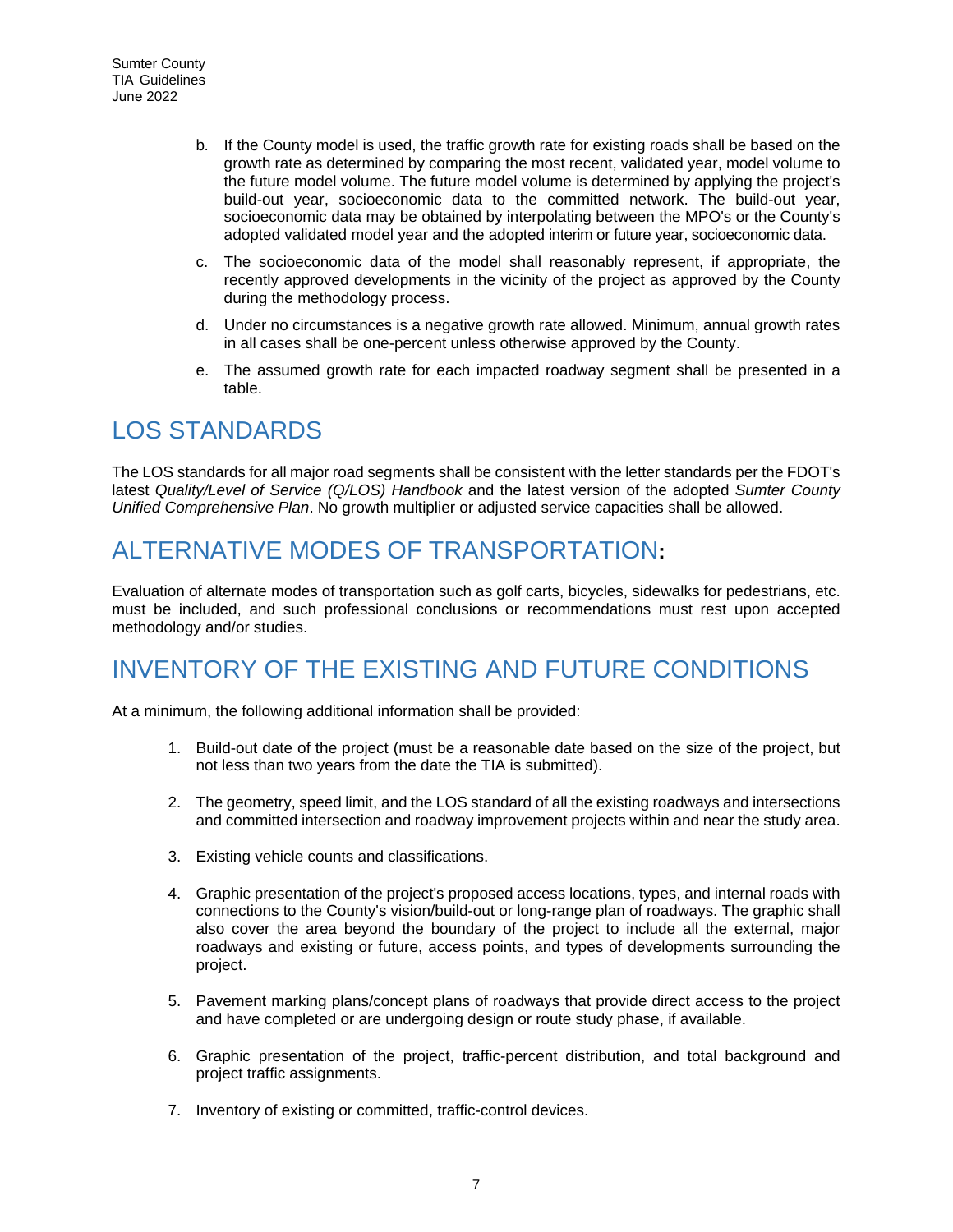b. If the County model is used, the traffic growth rate for existing roads shall be based on the growth rate as determined by comparing the most recent, validated year, model volume to the future model volume. The future model volume is determined by applying the project's build-out year, socioeconomic data to the committed network. The build-out year, socioeconomic data may be obtained by interpolating between the MPO's or the County's adopted validated model year and the adopted interim or future year, socioeconomic data.

c. The socioeconomic data of the model shall reasonably represent, if appropriate, the recently approved developments in the vicinity of the project as approved by the County during the methodology process.

d. Under no circumstances is a negative growth rate allowed. Minimum, annual growth rates in all cases shall be one-percent unless otherwise approved by the County.

e. The assumed growth rate for each impacted roadway segment shall be presented in a table.

## LOS STANDARDS

The LOS standards for all major road segments shall be consistent with the letter standards per the FDOT's latest *Quality/Level of Service (Q/LOS) Handbook* and the latest version of the adopted *Sumter County Unified Comprehensive Plan*. No growth multiplier or adjusted service capacities shall be allowed.

## ALTERNATIVE MODES OF TRANSPORTATION:

Evaluation of alternate modes of transportation such as golf carts, bicycles, sidewalks for pedestrians, etc. must be included, and such professional conclusions or recommendations must rest upon accepted methodology and/or studies.

## INVENTORY OF THE EXISTING AND FUTURE CONDITIONS

At a minimum, the following additional information shall be provided:

1. Build-out date of the project (must be a reasonable date based on the size of the project, but not less than two years from the date the TIA is submitted).

2. The geometry, speed limit, and the LOS standard of all the existing roadways and intersections and committed intersection and roadway improvement projects within and near the study area.

3. Existing vehicle counts and classifications.

4. Graphic presentation of the project's proposed access locations, types, and internal roads with connections to the County's vision/build-out or long-range plan of roadways. The graphic shall also cover the area beyond the boundary of the project to include all the external, major roadways and existing or future, access points, and types of developments surrounding the project.

5. Pavement marking plans/concept plans of roadways that provide direct access to the project and have completed or are undergoing design or route study phase, if available.

6. Graphic presentation of the project, traffic-percent distribution, and total background and project traffic assignments.

7. Inventory of existing or committed, traffic-control devices.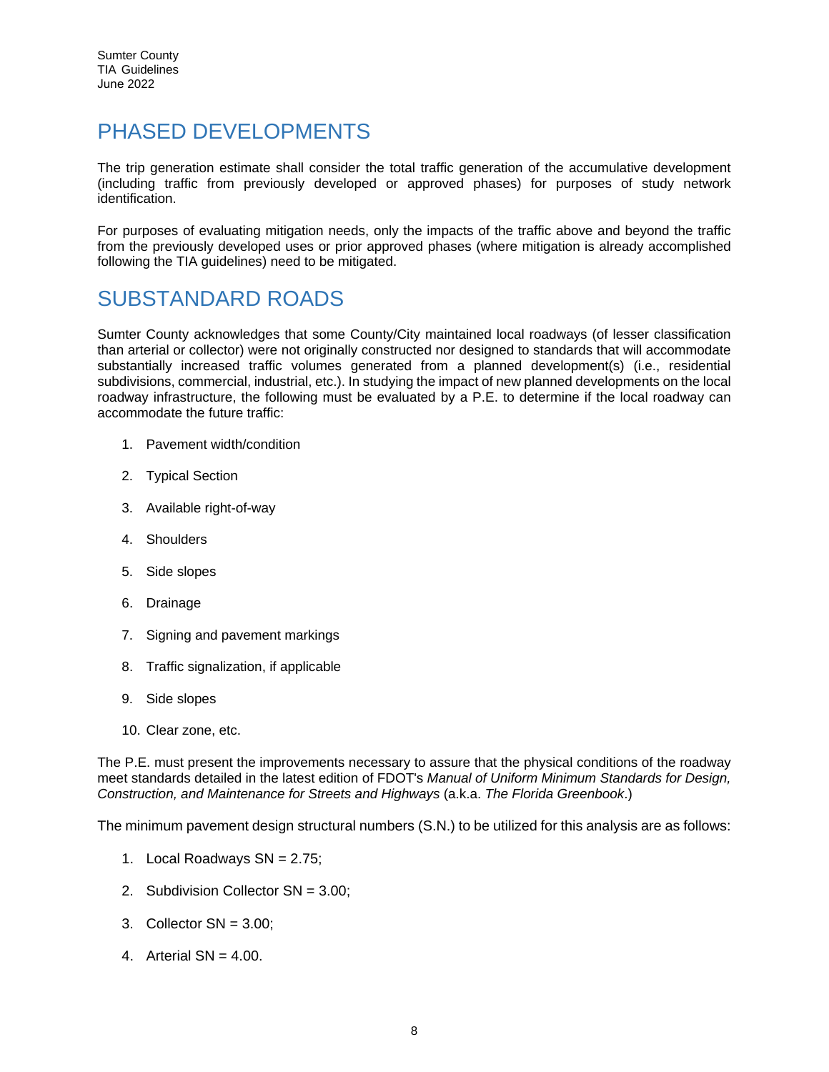# PHASED DEVELOPMENTS

The trip generation estimate shall consider the total traffic generation of the accumulative development (including traffic from previously developed or approved phases) for purposes of study network identification.

For purposes of evaluating mitigation needs, only the impacts of the traffic above and beyond the traffic from the previously developed uses or prior approved phases (where mitigation is already accomplished following the TIA guidelines) need to be mitigated.

# SUBSTANDARD ROADS

Sumter County acknowledges that some County/City maintained local roadways (of lesser classification than arterial or collector) were not originally constructed nor designed to standards that will accommodate substantially increased traffic volumes generated from a planned development(s) (i.e., residential subdivisions, commercial, industrial, etc.). In studying the impact of new planned developments on the local roadway infrastructure, the following must be evaluated by a P.E. to determine if the local roadway can accommodate the future traffic:

1. Pavement width/condition
2. Typical Section
3. Available right-of-way
4. Shoulders
5. Side slopes
6. Drainage
7. Signing and pavement markings
8. Traffic signalization, if applicable
9. Side slopes
10. Clear zone, etc.

The P.E. must present the improvements necessary to assure that the physical conditions of the roadway meet standards detailed in the latest edition of FDOT's *Manual of Uniform Minimum Standards for Design, Construction, and Maintenance for Streets and Highways* (a.k.a. *The Florida Greenbook*.)

The minimum pavement design structural numbers (S.N.) to be utilized for this analysis are as follows:

1. Local Roadways SN = 2.75;
2. Subdivision Collector SN = 3.00;
3. Collector SN = 3.00;
4. Arterial SN = 4.00.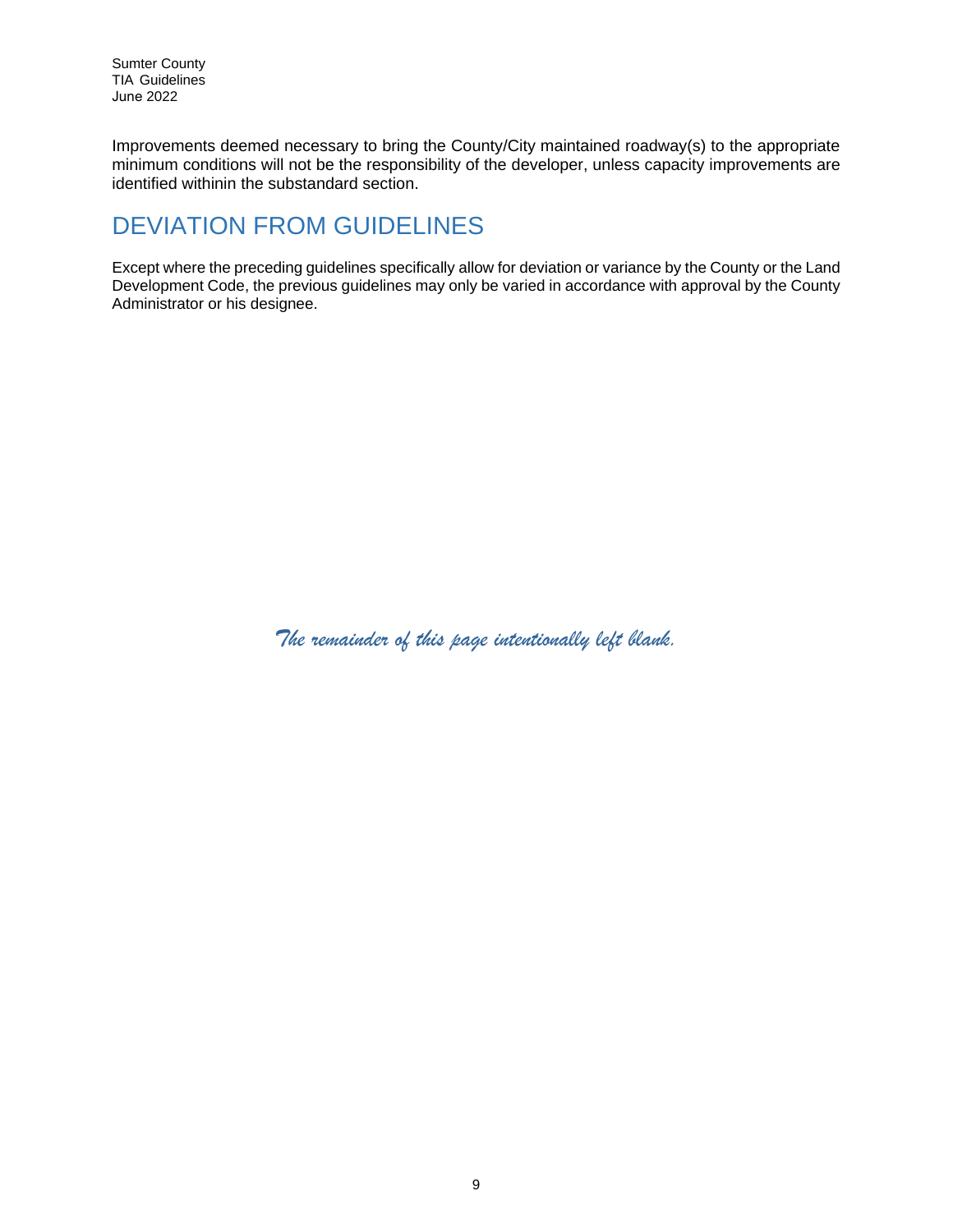Improvements deemed necessary to bring the County/City maintained roadway(s) to the appropriate minimum conditions will not be the responsibility of the developer, unless capacity improvements are identified withinin the substandard section.

## DEVIATION FROM GUIDELINES

Except where the preceding guidelines specifically allow for deviation or variance by the County or the Land Development Code, the previous guidelines may only be varied in accordance with approval by the County Administrator or his designee.

*The remainder of this page intentionally left blank.*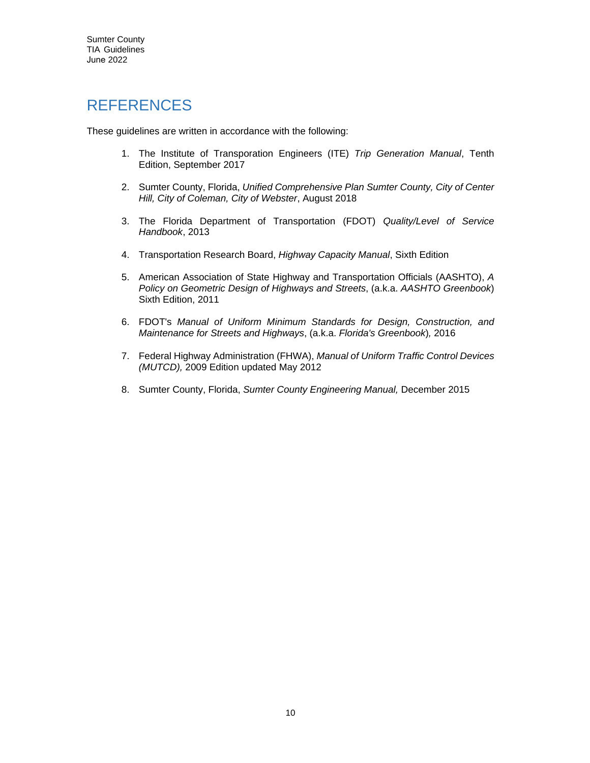# REFERENCES

These guidelines are written in accordance with the following:

1. The Institute of Transporation Engineers (ITE) *Trip Generation Manual*, Tenth Edition, September 2017

2. Sumter County, Florida, *Unified Comprehensive Plan Sumter County, City of Center Hill, City of Coleman, City of Webster*, August 2018

3. The Florida Department of Transportation (FDOT) *Quality/Level of Service Handbook*, 2013

4. Transportation Research Board, *Highway Capacity Manual*, Sixth Edition

5. American Association of State Highway and Transportation Officials (AASHTO), *A Policy on Geometric Design of Highways and Streets*, (a.k.a. *AASHTO Greenbook*) Sixth Edition, 2011

6. FDOT's *Manual of Uniform Minimum Standards for Design, Construction, and Maintenance for Streets and Highways*, (a.k.a. *Florida's Greenbook*)*,* 2016

7. Federal Highway Administration (FHWA), *Manual of Uniform Traffic Control Devices (MUTCD),* 2009 Edition updated May 2012

8. Sumter County, Florida, *Sumter County Engineering Manual,* December 2015